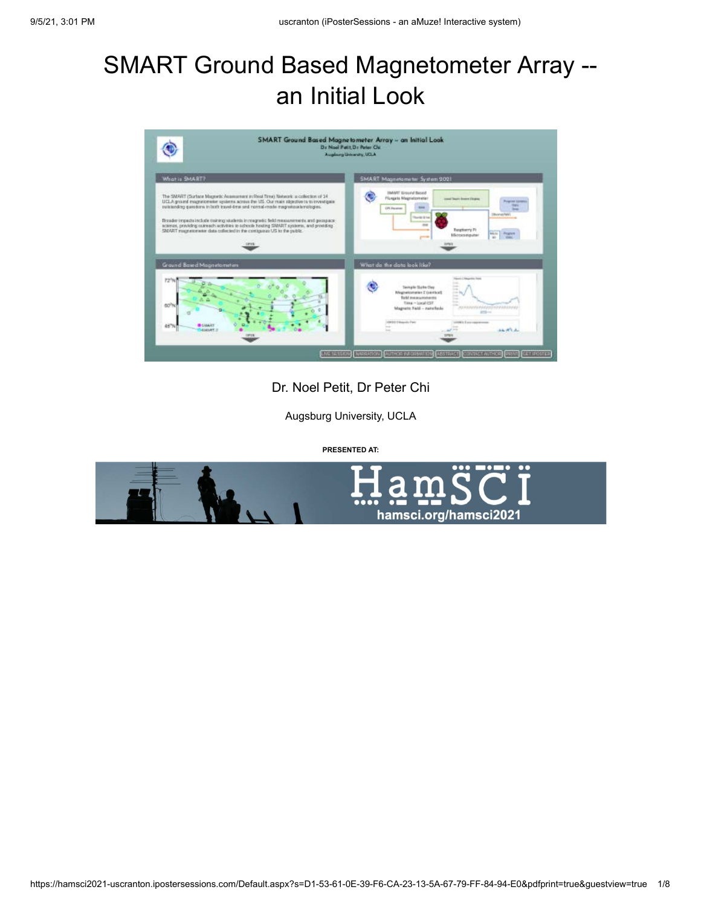# SMART Ground Based Magnetometer Array -- an Initial Look

Dr. Noel Petit, Dr Peter Chi

Augsburg University, UCLA

**PRESENTED AT:**

HamSCI

hamsci.org/hamsci2021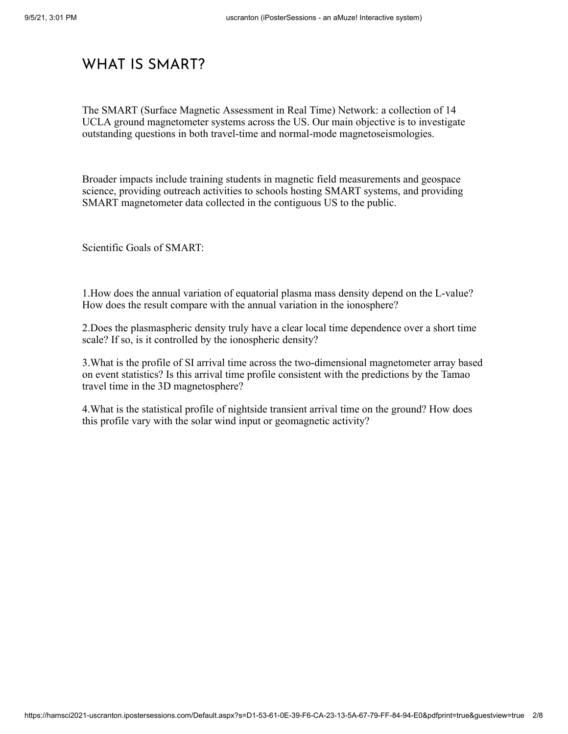# WHAT IS SMART?

The SMART (Surface Magnetic Assessment in Real Time) Network: a collection of 14 UCLA ground magnetometer systems across the US. Our main objective is to investigate outstanding questions in both travel-time and normal-mode magnetoseismologies.

Broader impacts include training students in magnetic field measurements and geospace science, providing outreach activities to schools hosting SMART systems, and providing SMART magnetometer data collected in the contiguous US to the public.

Scientific Goals of SMART:

1.How does the annual variation of equatorial plasma mass density depend on the L-value? How does the result compare with the annual variation in the ionosphere?

2.Does the plasmaspheric density truly have a clear local time dependence over a short time scale? If so, is it controlled by the ionospheric density?

3.What is the profile of SI arrival time across the two-dimensional magnetometer array based on event statistics? Is this arrival time profile consistent with the predictions by the Tamao travel time in the 3D magnetosphere?

4.What is the statistical profile of nightside transient arrival time on the ground? How does this profile vary with the solar wind input or geomagnetic activity?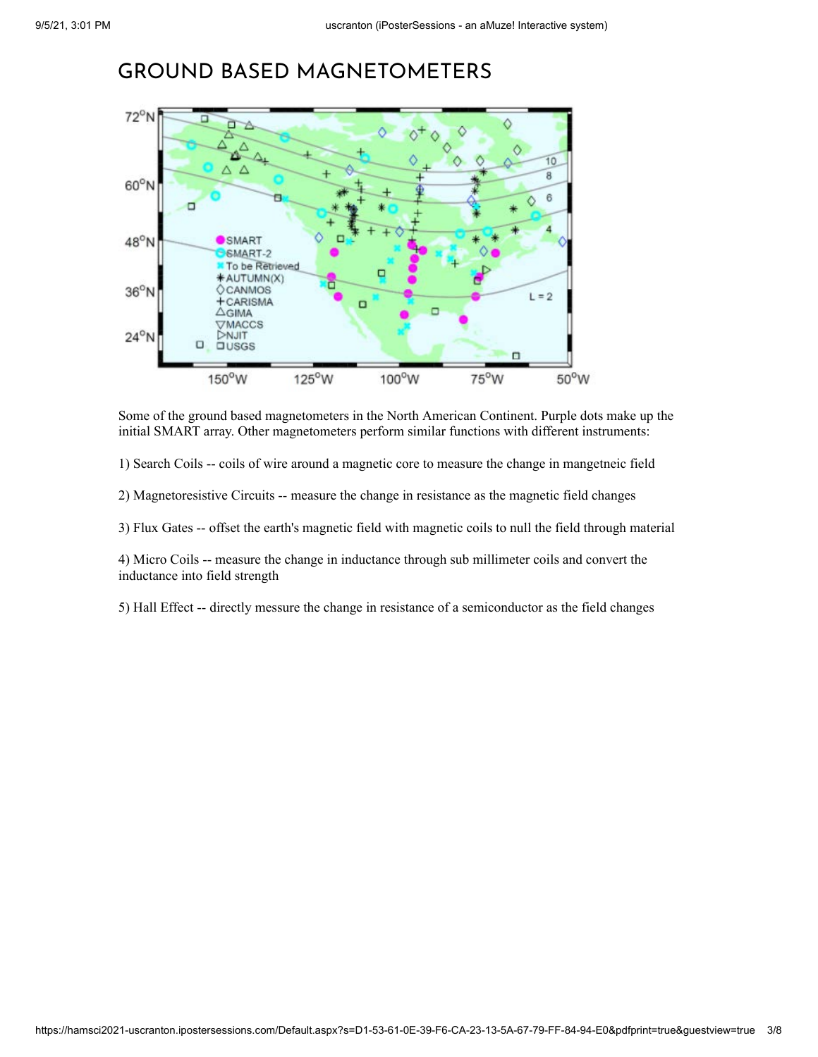# GROUND BASED MAGNETOMETERS

Some of the ground based magnetometers in the North American Continent. Purple dots make up the initial SMART array. Other magnetometers perform similar functions with different instruments:

1) Search Coils -- coils of wire around a magnetic core to measure the change in mangetneic field

2) Magnetoresistive Circuits -- measure the change in resistance as the magnetic field changes

3) Flux Gates -- offset the earth's magnetic field with magnetic coils to null the field through material

4) Micro Coils -- measure the change in inductance through sub millimeter coils and convert the inductance into field strength

5) Hall Effect -- directly messure the change in resistance of a semiconductor as the field changes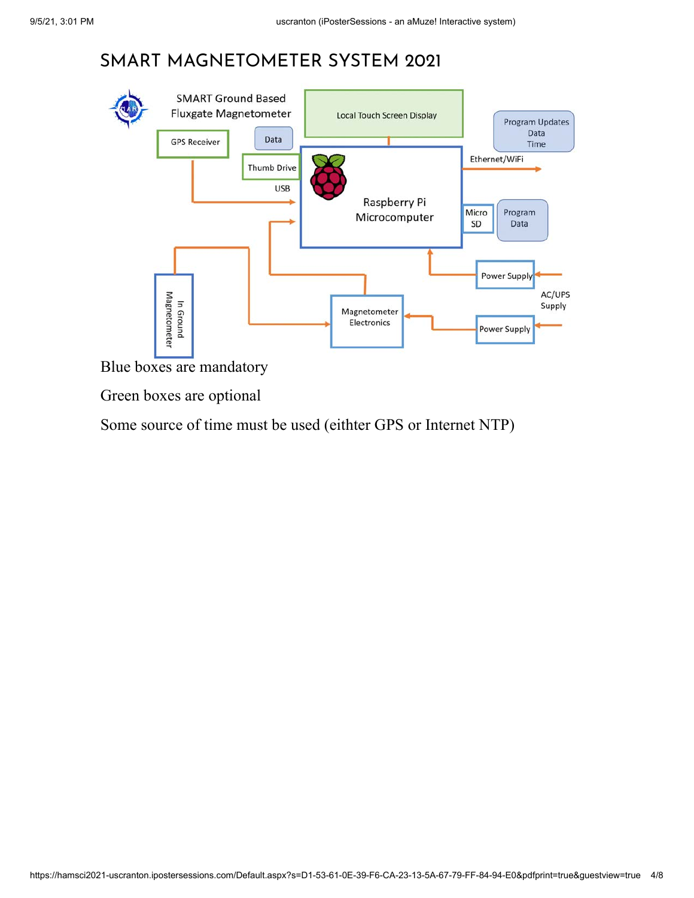# SMART MAGNETOMETER SYSTEM 2021

Blue boxes are mandatory

Green boxes are optional

Some source of time must be used (eithter GPS or Internet NTP)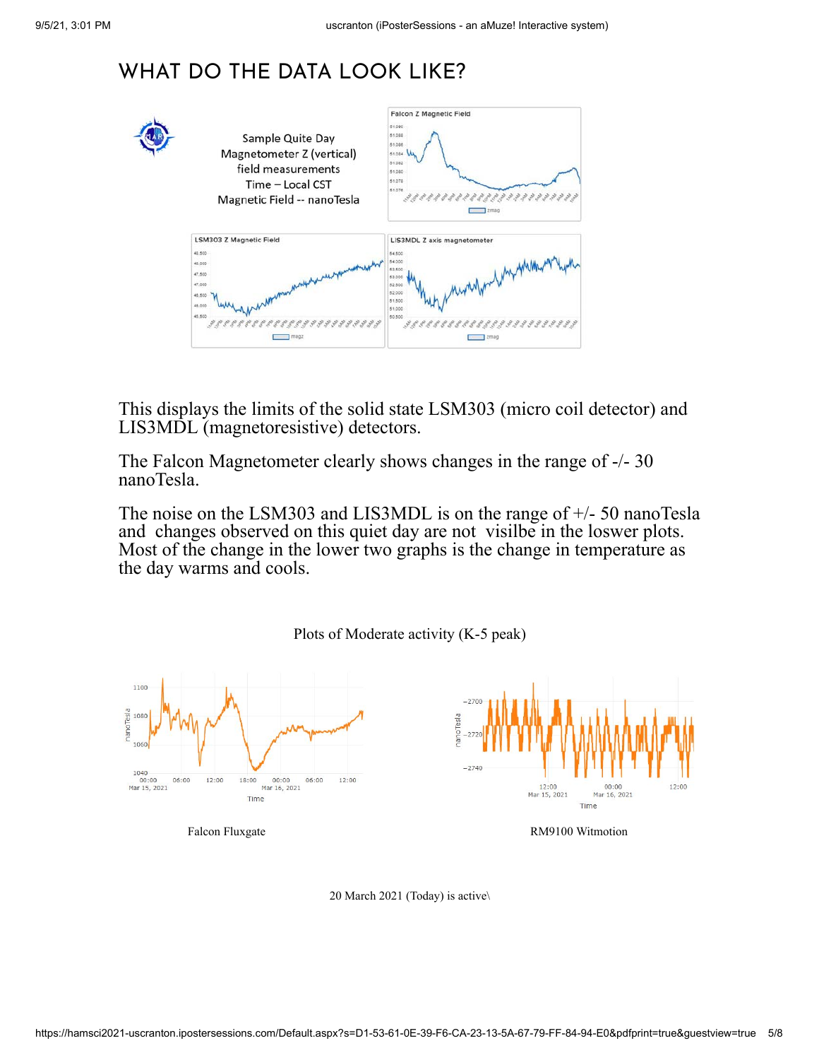# WHAT DO THE DATA LOOK LIKE?

Sample Quite Day
Magnetometer Z (vertical)
field measurements
Time – Local CST
Magnetic Field -- nanoTesla

This displays the limits of the solid state LSM303 (micro coil detector) and LIS3MDL (magnetoresistive) detectors.

The Falcon Magnetometer clearly shows changes in the range of -/- 30 nanoTesla.

The noise on the LSM303 and LIS3MDL is on the range of +/- 50 nanoTesla and changes observed on this quiet day are not visilbe in the loswer plots. Most of the change in the lower two graphs is the change in temperature as the day warms and cools.

Plots of Moderate activity (K-5 peak)

Falcon Fluxgate

RM9100 Witmotion

20 March 2021 (Today) is active\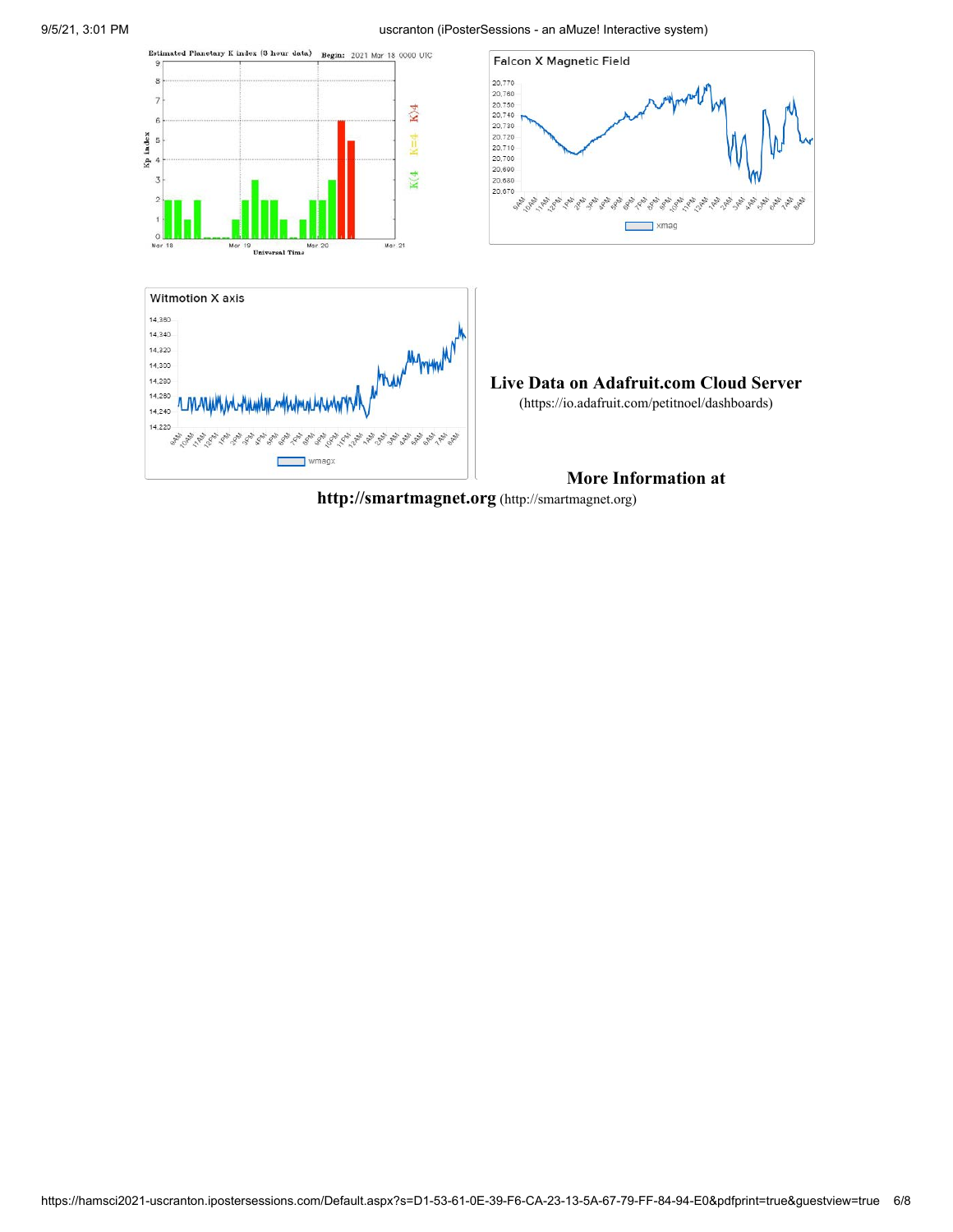Estimated Planetary K index (3 hour data) Begin: 2021 Mar 18 0000 UTC

Falcon X Magnetic Field

Witmotion X axis

**Live Data on Adafruit.com Cloud Server**
(https://io.adafruit.com/petitnoel/dashboards)

**More Information at**
**http://smartmagnet.org** (http://smartmagnet.org)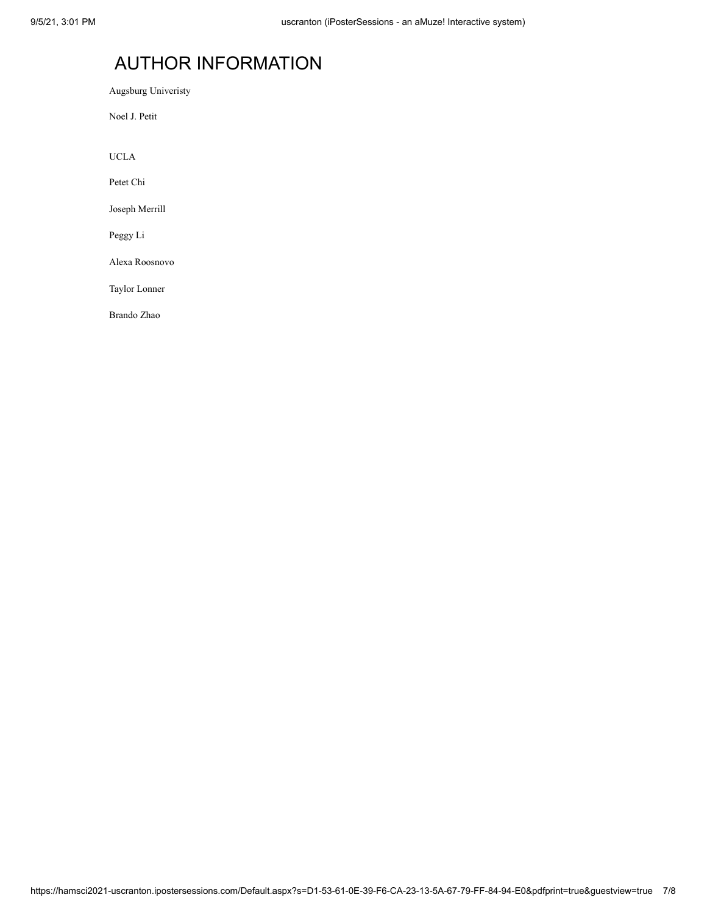# AUTHOR INFORMATION

Augsburg Univeristy

Noel J. Petit

UCLA

Petet Chi

Joseph Merrill

Peggy Li

Alexa Roosnovo

Taylor Lonner

Brando Zhao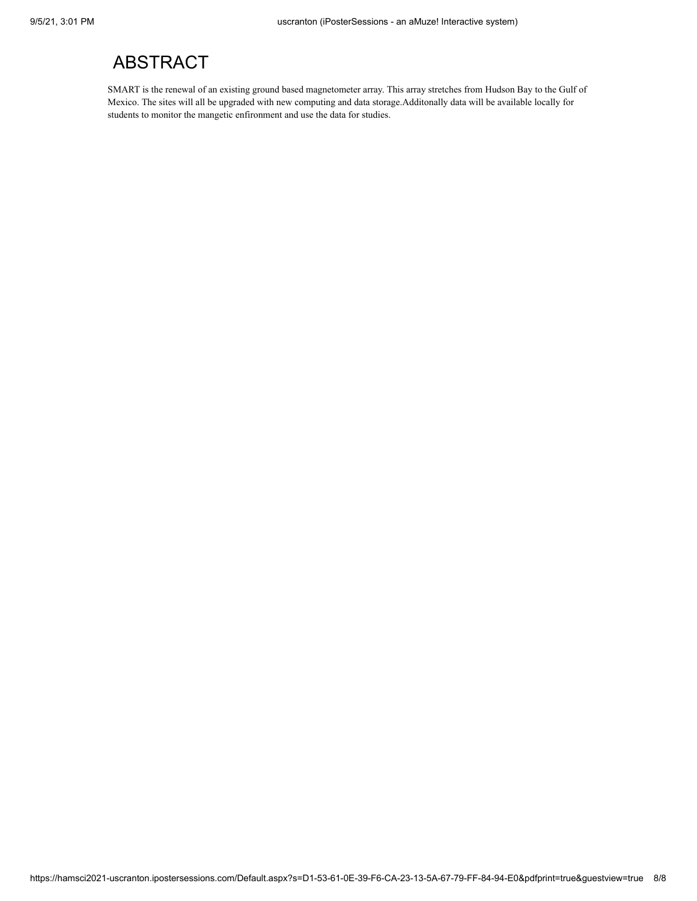# ABSTRACT

SMART is the renewal of an existing ground based magnetometer array. This array stretches from Hudson Bay to the Gulf of Mexico. The sites will all be upgraded with new computing and data storage.Additonally data will be available locally for students to monitor the mangetic enfironment and use the data for studies.